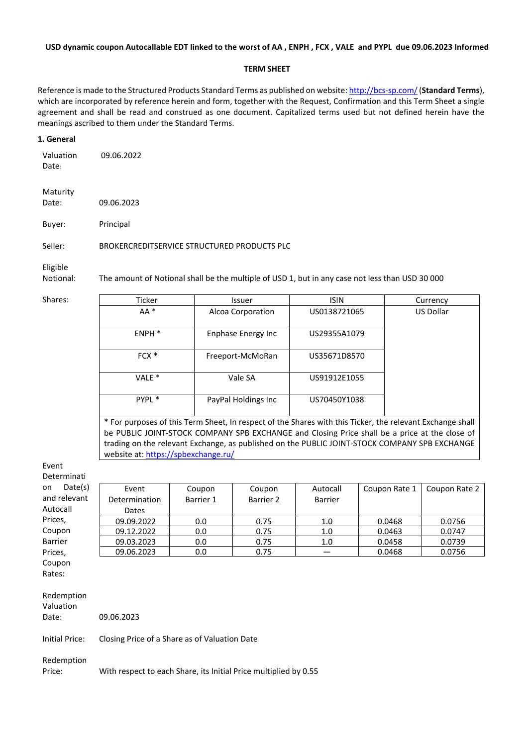**USD dynamic coupon Autocallable EDT linked to the worst of AA , ENPH , FCX , VALE and PYPL due 09.06.2023 Informed**

**TERM SHEET**

Reference is made to the Structured Products Standard Terms as published on website: http://bcs-sp.com/ (**Standard Terms**), which are incorporated by reference herein and form, together with the Request, Confirmation and this Term Sheet a single agreement and shall be read and construed as one document. Capitalized terms used but not defined herein have the meanings ascribed to them under the Standard Terms.

**1. General**

Valuation Date: 09.06.2022

Maturity Date: 09.06.2023

Buyer: Principal

Seller: BROKERCREDITSERVICE STRUCTURED PRODUCTS PLC

Eligible Notional: The amount of Notional shall be the multiple of USD 1, but in any case not less than USD 30 000

Shares:

| Ticker | Issuer | ISIN | Currency |
|---|---|---|---|
| AA * | Alcoa Corporation | US0138721065 | US Dollar |
| ENPH * | Enphase Energy Inc | US29355A1079 | |
| FCX * | Freeport-McMoRan | US35671D8570 | |
| VALE * | Vale SA | US91912E1055 | |
| PYPL * | PayPal Holdings Inc | US70450Y1038 | |

* For purposes of this Term Sheet, In respect of the Shares with this Ticker, the relevant Exchange shall be PUBLIC JOINT-STOCK COMPANY SPB EXCHANGE and Closing Price shall be a price at the close of trading on the relevant Exchange, as published on the PUBLIC JOINT-STOCK COMPANY SPB EXCHANGE website at: https://spbexchange.ru/

Event Determination Date(s) and relevant Autocall Prices, Coupon Barrier Prices, Coupon Rates:

| Event Determination Dates | Coupon Barrier 1 | Coupon Barrier 2 | Autocall Barrier | Coupon Rate 1 | Coupon Rate 2 |
|---|---|---|---|---|---|
| 09.09.2022 | 0.0 | 0.75 | 1.0 | 0.0468 | 0.0756 |
| 09.12.2022 | 0.0 | 0.75 | 1.0 | 0.0463 | 0.0747 |
| 09.03.2023 | 0.0 | 0.75 | 1.0 | 0.0458 | 0.0739 |
| 09.06.2023 | 0.0 | 0.75 | — | 0.0468 | 0.0756 |

Redemption Valuation Date: 09.06.2023

Initial Price: Closing Price of a Share as of Valuation Date

Redemption Price: With respect to each Share, its Initial Price multiplied by 0.55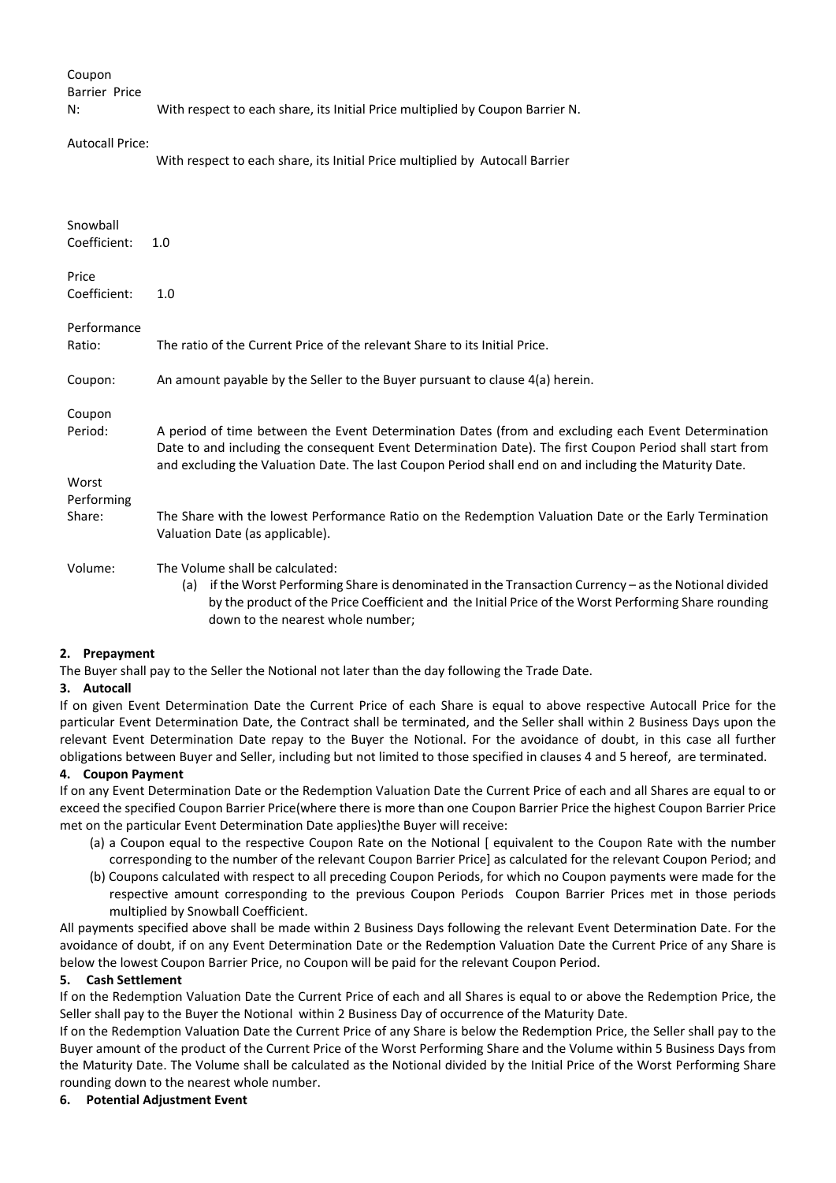| | |
|---|---|
| Coupon Barrier Price N: | With respect to each share, its Initial Price multiplied by Coupon Barrier N. |
| Autocall Price: | With respect to each share, its Initial Price multiplied by Autocall Barrier |
| Snowball Coefficient: | 1.0 |
| Price Coefficient: | 1.0 |
| Performance Ratio: | The ratio of the Current Price of the relevant Share to its Initial Price. |
| Coupon: | An amount payable by the Seller to the Buyer pursuant to clause 4(a) herein. |
| Coupon Period: | A period of time between the Event Determination Dates (from and excluding each Event Determination Date to and including the consequent Event Determination Date). The first Coupon Period shall start from and excluding the Valuation Date. The last Coupon Period shall end on and including the Maturity Date. |
| Worst Performing Share: | The Share with the lowest Performance Ratio on the Redemption Valuation Date or the Early Termination Valuation Date (as applicable). |
| Volume: | The Volume shall be calculated:<br>(a) if the Worst Performing Share is denominated in the Transaction Currency – as the Notional divided by the product of the Price Coefficient and the Initial Price of the Worst Performing Share rounding down to the nearest whole number; |

**2. Prepayment**

The Buyer shall pay to the Seller the Notional not later than the day following the Trade Date.

**3. Autocall**

If on given Event Determination Date the Current Price of each Share is equal to above respective Autocall Price for the particular Event Determination Date, the Contract shall be terminated, and the Seller shall within 2 Business Days upon the relevant Event Determination Date repay to the Buyer the Notional. For the avoidance of doubt, in this case all further obligations between Buyer and Seller, including but not limited to those specified in clauses 4 and 5 hereof, are terminated.

**4. Coupon Payment**

If on any Event Determination Date or the Redemption Valuation Date the Current Price of each and all Shares are equal to or exceed the specified Coupon Barrier Price(where there is more than one Coupon Barrier Price the highest Coupon Barrier Price met on the particular Event Determination Date applies)the Buyer will receive:

(a) a Coupon equal to the respective Coupon Rate on the Notional [ equivalent to the Coupon Rate with the number corresponding to the number of the relevant Coupon Barrier Price] as calculated for the relevant Coupon Period; and

(b) Coupons calculated with respect to all preceding Coupon Periods, for which no Coupon payments were made for the respective amount corresponding to the previous Coupon Periods Coupon Barrier Prices met in those periods multiplied by Snowball Coefficient.

All payments specified above shall be made within 2 Business Days following the relevant Event Determination Date. For the avoidance of doubt, if on any Event Determination Date or the Redemption Valuation Date the Current Price of any Share is below the lowest Coupon Barrier Price, no Coupon will be paid for the relevant Coupon Period.

**5. Cash Settlement**

If on the Redemption Valuation Date the Current Price of each and all Shares is equal to or above the Redemption Price, the Seller shall pay to the Buyer the Notional within 2 Business Day of occurrence of the Maturity Date.

If on the Redemption Valuation Date the Current Price of any Share is below the Redemption Price, the Seller shall pay to the Buyer amount of the product of the Current Price of the Worst Performing Share and the Volume within 5 Business Days from the Maturity Date. The Volume shall be calculated as the Notional divided by the Initial Price of the Worst Performing Share rounding down to the nearest whole number.

**6. Potential Adjustment Event**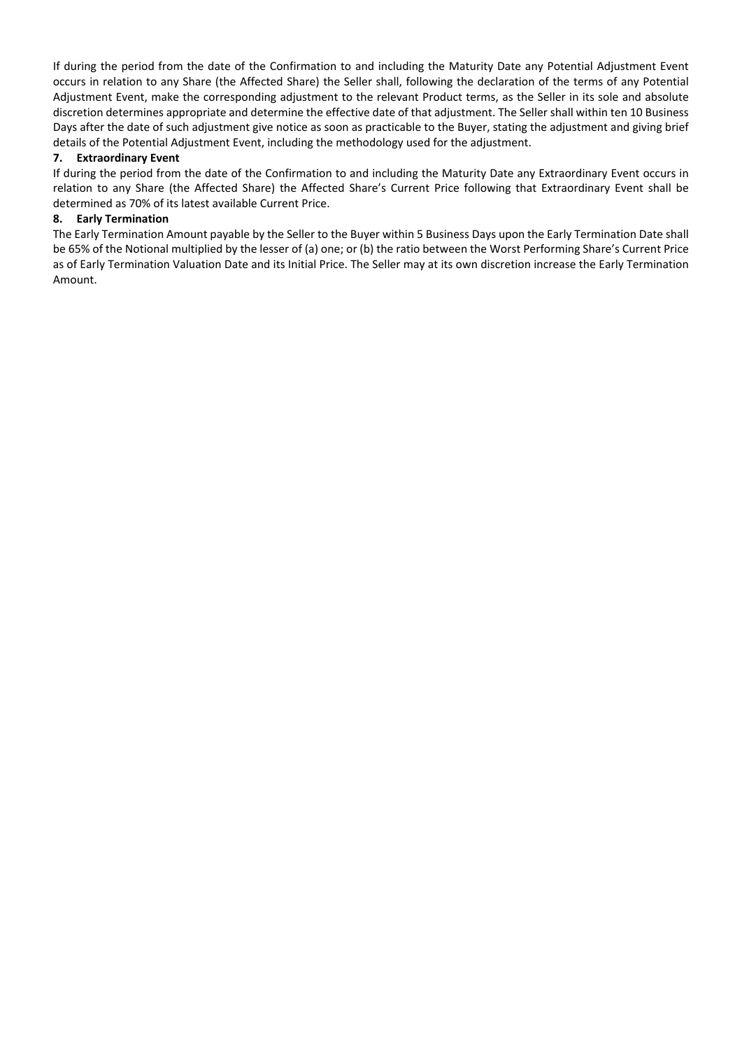If during the period from the date of the Confirmation to and including the Maturity Date any Potential Adjustment Event occurs in relation to any Share (the Affected Share) the Seller shall, following the declaration of the terms of any Potential Adjustment Event, make the corresponding adjustment to the relevant Product terms, as the Seller in its sole and absolute discretion determines appropriate and determine the effective date of that adjustment. The Seller shall within ten 10 Business Days after the date of such adjustment give notice as soon as practicable to the Buyer, stating the adjustment and giving brief details of the Potential Adjustment Event, including the methodology used for the adjustment.

**7. Extraordinary Event**

If during the period from the date of the Confirmation to and including the Maturity Date any Extraordinary Event occurs in relation to any Share (the Affected Share) the Affected Share's Current Price following that Extraordinary Event shall be determined as 70% of its latest available Current Price.

**8. Early Termination**

The Early Termination Amount payable by the Seller to the Buyer within 5 Business Days upon the Early Termination Date shall be 65% of the Notional multiplied by the lesser of (a) one; or (b) the ratio between the Worst Performing Share's Current Price as of Early Termination Valuation Date and its Initial Price. The Seller may at its own discretion increase the Early Termination Amount.